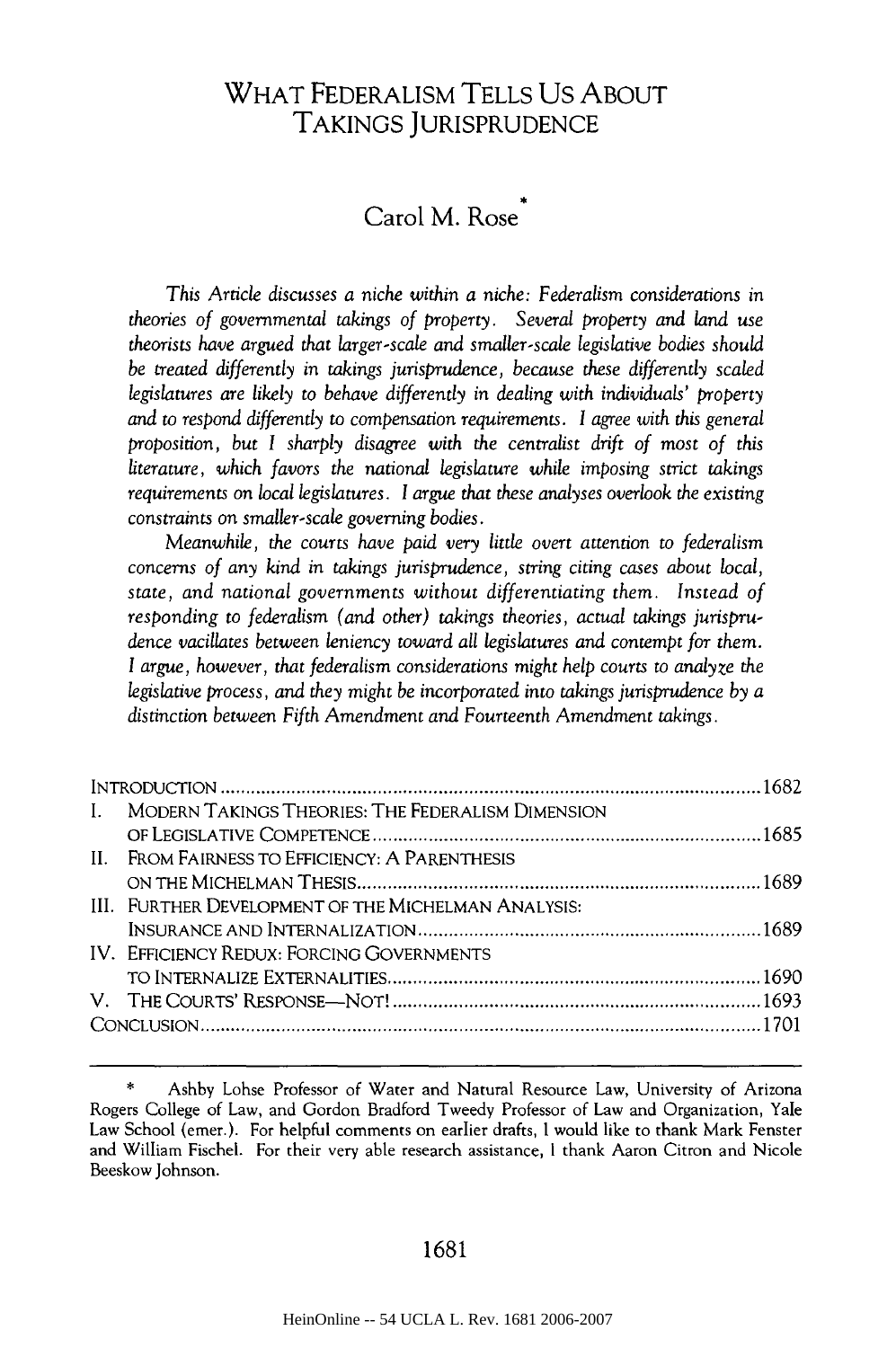# WHAT FEDERALISM TELLS US ABOUT TAKINGS JURISPRUDENCE

## Carol M. Rose*

*This Article discusses a niche within a niche: Federalism considerations in theories of governmental takings of property. Several property and land use theorists have argued that larger-scale and smaller-scale legislative bodies should be treated differently in takings jurisprudence, because these differently scaled legislatures are likely to behave differently in dealing with individuals' property and to respond differently to compensation requirements. I agree with this general proposition, but I sharply disagree with the centralist drift of most of this literature, which favors the national legislature while imposing strict takings requirements on local legislatures. I argue that these analyses overlook the existing constraints on smaller-scale governing bodies.*

*Meanwhile, the courts have paid very little overt attention to federalism concerns of any kind in takings jurisprudence, string citing cases about local, state, and national governments without differentiating them. Instead of responding to federalism (and other) takings theories, actual takings jurisprudence vacillates between leniency toward all legislatures and contempt for them. I argue, however, that federalism considerations might help courts to analyze the legislative process, and they might be incorporated into takings jurisprudence by a distinction between Fifth Amendment and Fourteenth Amendment takings.*

| | |
|---|---|
| INTRODUCTION | 1682 |
| I. MODERN TAKINGS THEORIES: THE FEDERALISM DIMENSION OF LEGISLATIVE COMPETENCE | 1685 |
| II. FROM FAIRNESS TO EFFICIENCY: A PARENTHESIS ON THE MICHELMAN THESIS | 1689 |
| III. FURTHER DEVELOPMENT OF THE MICHELMAN ANALYSIS: INSURANCE AND INTERNALIZATION | 1689 |
| IV. EFFICIENCY REDUX: FORCING GOVERNMENTS TO INTERNALIZE EXTERNALITIES | 1690 |
| V. THE COURTS' RESPONSE—NOT! | 1693 |
| CONCLUSION | 1701 |

\* Ashby Lohse Professor of Water and Natural Resource Law, University of Arizona Rogers College of Law, and Gordon Bradford Tweedy Professor of Law and Organization, Yale Law School (emer.). For helpful comments on earlier drafts, I would like to thank Mark Fenster and William Fischel. For their very able research assistance, I thank Aaron Citron and Nicole Beeskow Johnson.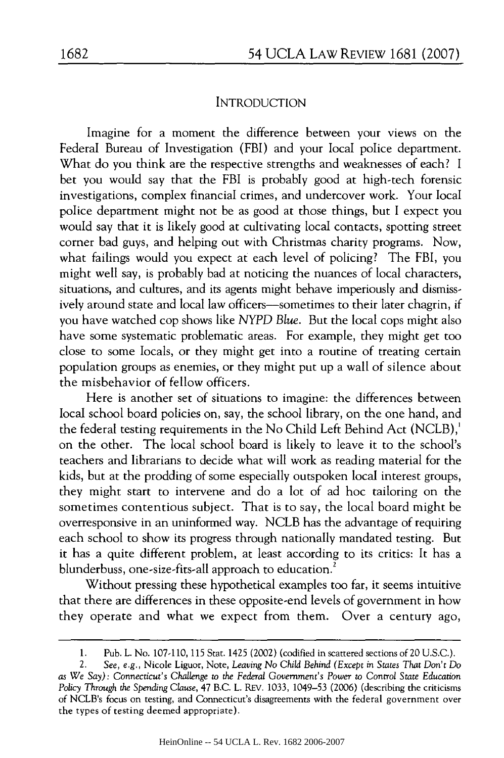## INTRODUCTION

Imagine for a moment the difference between your views on the Federal Bureau of Investigation (FBI) and your local police department. What do you think are the respective strengths and weaknesses of each? I bet you would say that the FBI is probably good at high-tech forensic investigations, complex financial crimes, and undercover work. Your local police department might not be as good at those things, but I expect you would say that it is likely good at cultivating local contacts, spotting street corner bad guys, and helping out with Christmas charity programs. Now, what failings would you expect at each level of policing? The FBI, you might well say, is probably bad at noticing the nuances of local characters, situations, and cultures, and its agents might behave imperiously and dismissively around state and local law officers—sometimes to their later chagrin, if you have watched cop shows like *NYPD Blue*. But the local cops might also have some systematic problematic areas. For example, they might get too close to some locals, or they might get into a routine of treating certain population groups as enemies, or they might put up a wall of silence about the misbehavior of fellow officers.

Here is another set of situations to imagine: the differences between local school board policies on, say, the school library, on the one hand, and the federal testing requirements in the No Child Left Behind Act (NCLB),[1] on the other. The local school board is likely to leave it to the school's teachers and librarians to decide what will work as reading material for the kids, but at the prodding of some especially outspoken local interest groups, they might start to intervene and do a lot of ad hoc tailoring on the sometimes contentious subject. That is to say, the local board might be overresponsive in an uninformed way. NCLB has the advantage of requiring each school to show its progress through nationally mandated testing. But it has a quite different problem, at least according to its critics: It has a blunderbuss, one-size-fits-all approach to education.[2]

Without pressing these hypothetical examples too far, it seems intuitive that there are differences in these opposite-end levels of government in how they operate and what we expect from them. Over a century ago,

---

1. Pub. L. No. 107-110, 115 Stat. 1425 (2002) (codified in scattered sections of 20 U.S.C.).

2. *See, e.g.*, Nicole Liguor, Note, *Leaving No Child Behind (Except in States That Don't Do as We Say): Connecticut's Challenge to the Federal Government's Power to Control State Education Policy Through the Spending Clause*, 47 B.C. L. REV. 1033, 1049–53 (2006) (describing the criticisms of NCLB's focus on testing, and Connecticut's disagreements with the federal government over the types of testing deemed appropriate).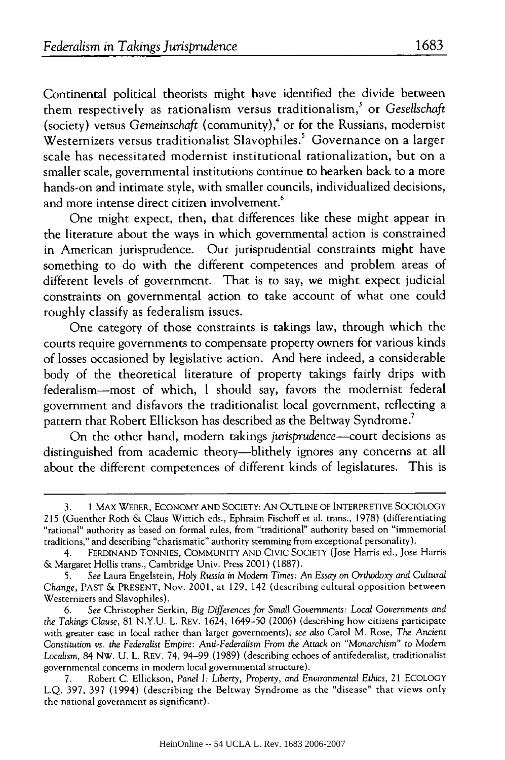Continental political theorists might have identified the divide between them respectively as rationalism versus traditionalism,[3] or *Gesellschaft* (society) versus *Gemeinschaft* (community),[4] or for the Russians, modernist Westernizers versus traditionalist Slavophiles.[5] Governance on a larger scale has necessitated modernist institutional rationalization, but on a smaller scale, governmental institutions continue to hearken back to a more hands-on and intimate style, with smaller councils, individualized decisions, and more intense direct citizen involvement.[6]

One might expect, then, that differences like these might appear in the literature about the ways in which governmental action is constrained in American jurisprudence. Our jurisprudential constraints might have something to do with the different competences and problem areas of different levels of government. That is to say, we might expect judicial constraints on governmental action to take account of what one could roughly classify as federalism issues.

One category of those constraints is takings law, through which the courts require governments to compensate property owners for various kinds of losses occasioned by legislative action. And here indeed, a considerable body of the theoretical literature of property takings fairly drips with federalism—most of which, I should say, favors the modernist federal government and disfavors the traditionalist local government, reflecting a pattern that Robert Ellickson has described as the Beltway Syndrome.[7]

On the other hand, modern takings *jurisprudence*—court decisions as distinguished from academic theory—blithely ignores any concerns at all about the different competences of different kinds of legislatures. This is

---

3. 1 MAX WEBER, ECONOMY AND SOCIETY: AN OUTLINE OF INTERPRETIVE SOCIOLOGY 215 (Guenther Roth & Claus Wittich eds., Ephraim Fischoff et al. trans., 1978) (differentiating "rational" authority as based on formal rules, from "traditional" authority based on "immemorial traditions," and describing "charismatic" authority stemming from exceptional personality).

4. FERDINAND TONNIES, COMMUNITY AND CIVIC SOCIETY (Jose Harris ed., Jose Harris & Margaret Hollis trans., Cambridge Univ. Press 2001) (1887).

5. *See* Laura Engelstein, *Holy Russia in Modern Times: An Essay on Orthodoxy and Cultural Change*, PAST & PRESENT, Nov. 2001, at 129, 142 (describing cultural opposition between Westernizers and Slavophiles).

6. *See* Christopher Serkin, *Big Differences for Small Governments: Local Governments and the Takings Clause*, 81 N.Y.U. L. REV. 1624, 1649–50 (2006) (describing how citizens participate with greater ease in local rather than larger governments); *see also* Carol M. Rose, *The Ancient Constitution vs. the Federalist Empire: Anti-Federalism From the Attack on "Monarchism" to Modern Localism*, 84 NW. U. L. REV. 74, 94–99 (1989) (describing echoes of antifederalist, traditionalist governmental concerns in modern local governmental structure).

7. Robert C. Ellickson, *Panel I: Liberty, Property, and Environmental Ethics*, 21 ECOLOGY L.Q. 397, 397 (1994) (describing the Beltway Syndrome as the "disease" that views only the national government as significant).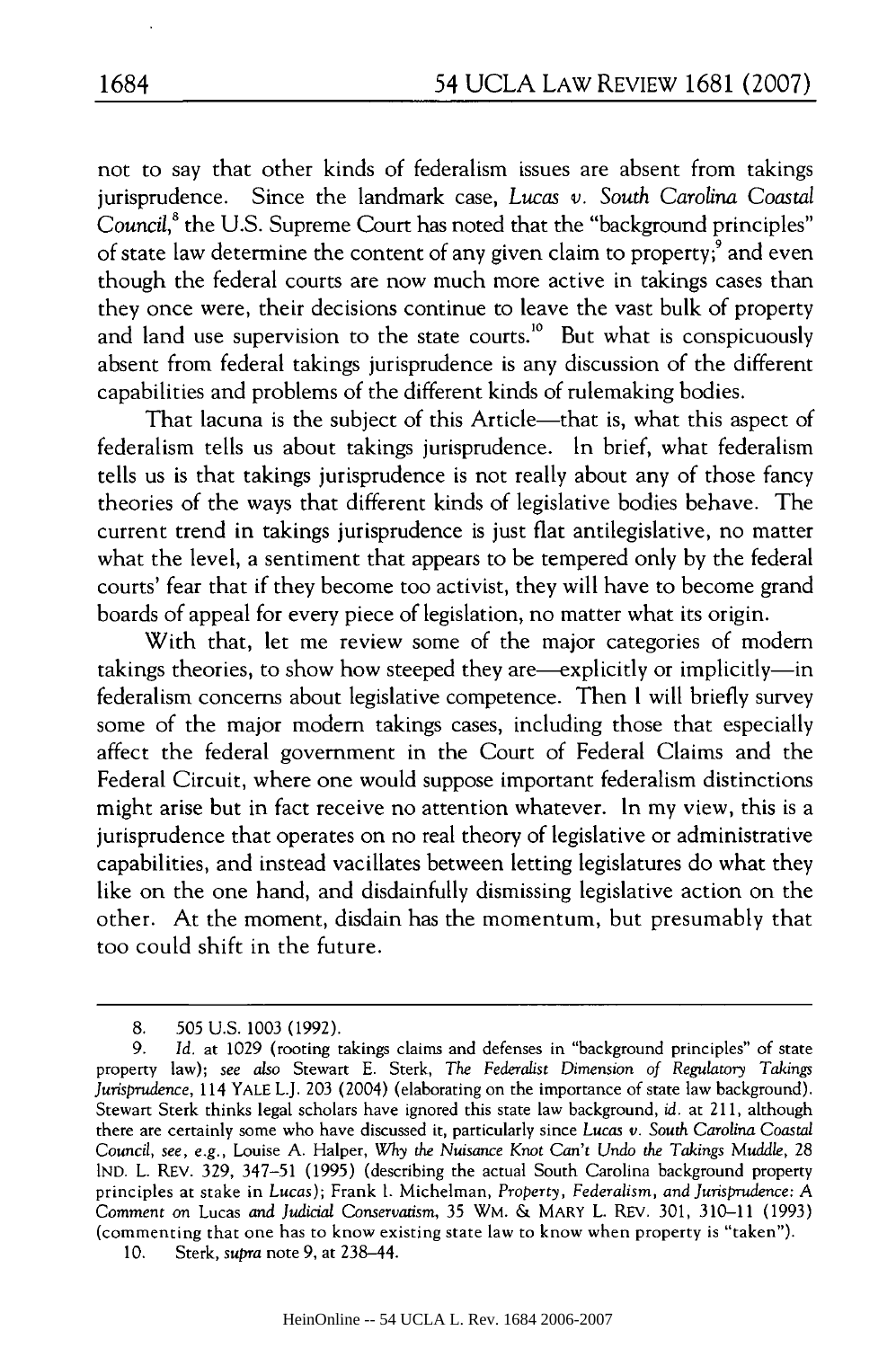not to say that other kinds of federalism issues are absent from takings jurisprudence. Since the landmark case, *Lucas v. South Carolina Coastal Council*,[8] the U.S. Supreme Court has noted that the "background principles" of state law determine the content of any given claim to property;[9] and even though the federal courts are now much more active in takings cases than they once were, their decisions continue to leave the vast bulk of property and land use supervision to the state courts.[10] But what is conspicuously absent from federal takings jurisprudence is any discussion of the different capabilities and problems of the different kinds of rulemaking bodies.

That lacuna is the subject of this Article—that is, what this aspect of federalism tells us about takings jurisprudence. In brief, what federalism tells us is that takings jurisprudence is not really about any of those fancy theories of the ways that different kinds of legislative bodies behave. The current trend in takings jurisprudence is just flat antilegislative, no matter what the level, a sentiment that appears to be tempered only by the federal courts' fear that if they become too activist, they will have to become grand boards of appeal for every piece of legislation, no matter what its origin.

With that, let me review some of the major categories of modern takings theories, to show how steeped they are—explicitly or implicitly—in federalism concerns about legislative competence. Then I will briefly survey some of the major modern takings cases, including those that especially affect the federal government in the Court of Federal Claims and the Federal Circuit, where one would suppose important federalism distinctions might arise but in fact receive no attention whatever. In my view, this is a jurisprudence that operates on no real theory of legislative or administrative capabilities, and instead vacillates between letting legislatures do what they like on the one hand, and disdainfully dismissing legislative action on the other. At the moment, disdain has the momentum, but presumably that too could shift in the future.

---

8. 505 U.S. 1003 (1992).

9. *Id.* at 1029 (rooting takings claims and defenses in "background principles" of state property law); *see also* Stewart E. Sterk, *The Federalist Dimension of Regulatory Takings Jurisprudence*, 114 YALE L.J. 203 (2004) (elaborating on the importance of state law background). Stewart Sterk thinks legal scholars have ignored this state law background, *id.* at 211, although there are certainly some who have discussed it, particularly since *Lucas v. South Carolina Coastal Council*, *see, e.g.*, Louise A. Halper, *Why the Nuisance Knot Can't Undo the Takings Muddle*, 28 IND. L. REV. 329, 347–51 (1995) (describing the actual South Carolina background property principles at stake in *Lucas*); Frank I. Michelman, *Property, Federalism, and Jurisprudence: A Comment on* Lucas *and Judicial Conservatism*, 35 WM. & MARY L. REV. 301, 310–11 (1993) (commenting that one has to know existing state law to know when property is "taken").

10. Sterk, *supra* note 9, at 238–44.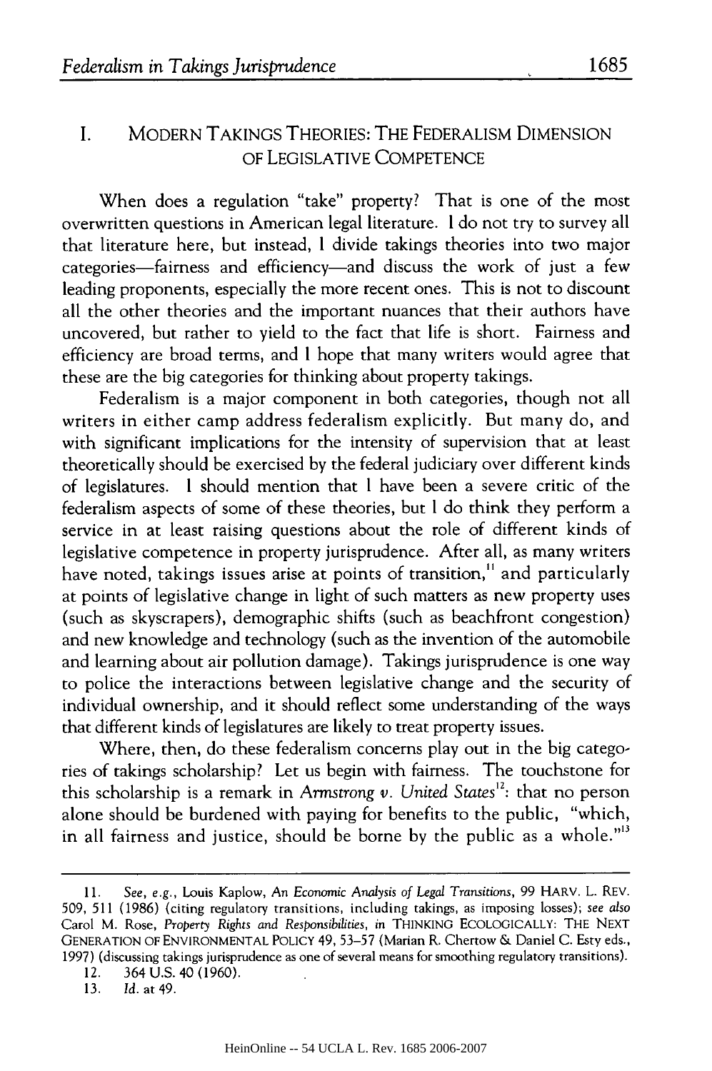## I. MODERN TAKINGS THEORIES: THE FEDERALISM DIMENSION OF LEGISLATIVE COMPETENCE

When does a regulation "take" property? That is one of the most overwritten questions in American legal literature. I do not try to survey all that literature here, but instead, I divide takings theories into two major categories—fairness and efficiency—and discuss the work of just a few leading proponents, especially the more recent ones. This is not to discount all the other theories and the important nuances that their authors have uncovered, but rather to yield to the fact that life is short. Fairness and efficiency are broad terms, and I hope that many writers would agree that these are the big categories for thinking about property takings.

Federalism is a major component in both categories, though not all writers in either camp address federalism explicitly. But many do, and with significant implications for the intensity of supervision that at least theoretically should be exercised by the federal judiciary over different kinds of legislatures. I should mention that I have been a severe critic of the federalism aspects of some of these theories, but I do think they perform a service in at least raising questions about the role of different kinds of legislative competence in property jurisprudence. After all, as many writers have noted, takings issues arise at points of transition,[11] and particularly at points of legislative change in light of such matters as new property uses (such as skyscrapers), demographic shifts (such as beachfront congestion) and new knowledge and technology (such as the invention of the automobile and learning about air pollution damage). Takings jurisprudence is one way to police the interactions between legislative change and the security of individual ownership, and it should reflect some understanding of the ways that different kinds of legislatures are likely to treat property issues.

Where, then, do these federalism concerns play out in the big categories of takings scholarship? Let us begin with fairness. The touchstone for this scholarship is a remark in *Armstrong v. United States*[12]: that no person alone should be burdened with paying for benefits to the public, "which, in all fairness and justice, should be borne by the public as a whole."[13]

---

11. *See, e.g.*, Louis Kaplow, *An Economic Analysis of Legal Transitions*, 99 HARV. L. REV. 509, 511 (1986) (citing regulatory transitions, including takings, as imposing losses); *see also* Carol M. Rose, *Property Rights and Responsibilities*, *in* THINKING ECOLOGICALLY: THE NEXT GENERATION OF ENVIRONMENTAL POLICY 49, 53–57 (Marian R. Chertow & Daniel C. Esty eds., 1997) (discussing takings jurisprudence as one of several means for smoothing regulatory transitions).

12. 364 U.S. 40 (1960).

13. *Id.* at 49.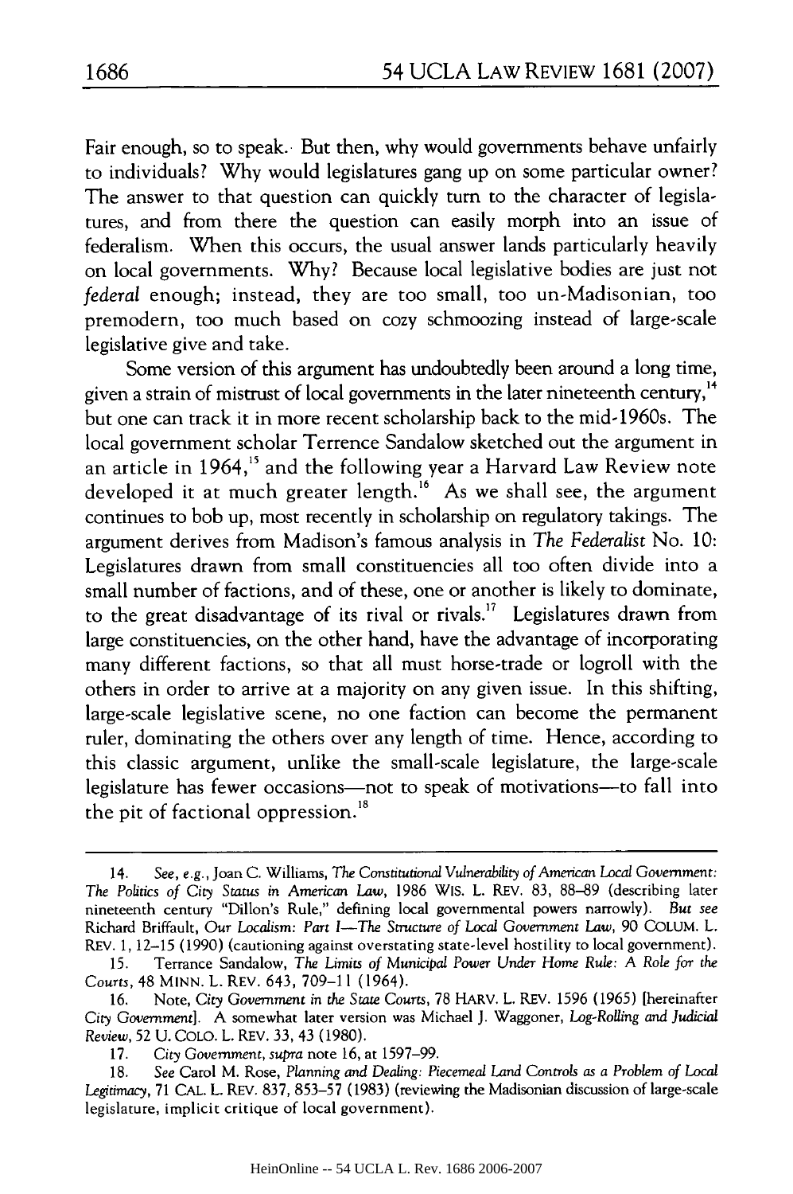Fair enough, so to speak. But then, why would governments behave unfairly to individuals? Why would legislatures gang up on some particular owner? The answer to that question can quickly turn to the character of legislatures, and from there the question can easily morph into an issue of federalism. When this occurs, the usual answer lands particularly heavily on local governments. Why? Because local legislative bodies are just not *federal* enough; instead, they are too small, too un-Madisonian, too premodern, too much based on cozy schmoozing instead of large-scale legislative give and take.

Some version of this argument has undoubtedly been around a long time, given a strain of mistrust of local governments in the later nineteenth century,[14] but one can track it in more recent scholarship back to the mid-1960s. The local government scholar Terrence Sandalow sketched out the argument in an article in 1964,[15] and the following year a Harvard Law Review note developed it at much greater length.[16] As we shall see, the argument continues to bob up, most recently in scholarship on regulatory takings. The argument derives from Madison's famous analysis in *The Federalist* No. 10: Legislatures drawn from small constituencies all too often divide into a small number of factions, and of these, one or another is likely to dominate, to the great disadvantage of its rival or rivals.[17] Legislatures drawn from large constituencies, on the other hand, have the advantage of incorporating many different factions, so that all must horse-trade or logroll with the others in order to arrive at a majority on any given issue. In this shifting, large-scale legislative scene, no one faction can become the permanent ruler, dominating the others over any length of time. Hence, according to this classic argument, unlike the small-scale legislature, the large-scale legislature has fewer occasions—not to speak of motivations—to fall into the pit of factional oppression.[18]

---

14. *See, e.g.*, Joan C. Williams, *The Constitutional Vulnerability of American Local Government: The Politics of City Status in American Law*, 1986 WIS. L. REV. 83, 88–89 (describing later nineteenth century "Dillon's Rule," defining local governmental powers narrowly). *But see* Richard Briffault, *Our Localism: Part I—The Structure of Local Government Law*, 90 COLUM. L. REV. 1, 12–15 (1990) (cautioning against overstating state-level hostility to local government).

15. Terrance Sandalow, *The Limits of Municipal Power Under Home Rule: A Role for the Courts*, 48 MINN. L. REV. 643, 709–11 (1964).

16. Note, *City Government in the State Courts*, 78 HARV. L. REV. 1596 (1965) [hereinafter *City Government*]. A somewhat later version was Michael J. Waggoner, *Log-Rolling and Judicial Review*, 52 U. COLO. L. REV. 33, 43 (1980).

17. *City Government*, *supra* note 16, at 1597–99.

18. *See* Carol M. Rose, *Planning and Dealing: Piecemeal Land Controls as a Problem of Local Legitimacy*, 71 CAL. L. REV. 837, 853–57 (1983) (reviewing the Madisonian discussion of large-scale legislature, implicit critique of local government).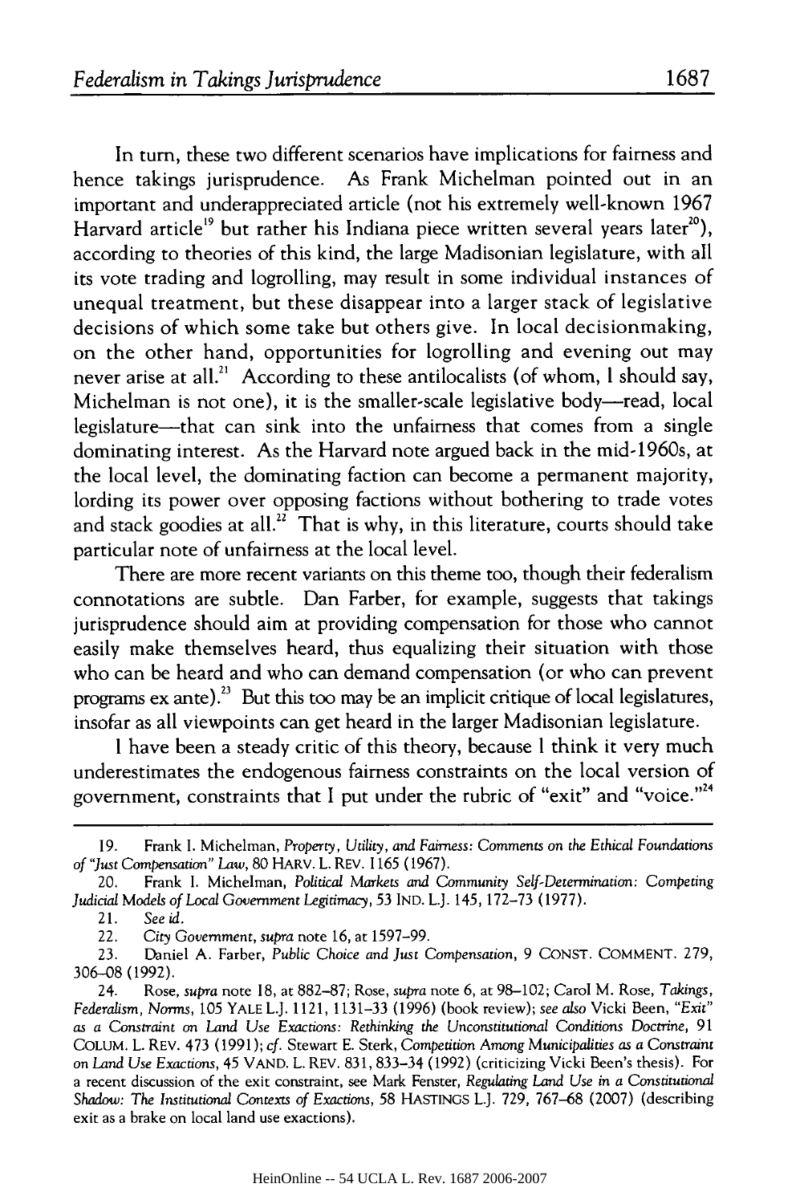In turn, these two different scenarios have implications for fairness and hence takings jurisprudence. As Frank Michelman pointed out in an important and underappreciated article (not his extremely well-known 1967 Harvard article[19] but rather his Indiana piece written several years later[20]), according to theories of this kind, the large Madisonian legislature, with all its vote trading and logrolling, may result in some individual instances of unequal treatment, but these disappear into a larger stack of legislative decisions of which some take but others give. In local decisionmaking, on the other hand, opportunities for logrolling and evening out may never arise at all.[21] According to these antilocalists (of whom, I should say, Michelman is not one), it is the smaller-scale legislative body—read, local legislature—that can sink into the unfairness that comes from a single dominating interest. As the Harvard note argued back in the mid-1960s, at the local level, the dominating faction can become a permanent majority, lording its power over opposing factions without bothering to trade votes and stack goodies at all.[22] That is why, in this literature, courts should take particular note of unfairness at the local level.

There are more recent variants on this theme too, though their federalism connotations are subtle. Dan Farber, for example, suggests that takings jurisprudence should aim at providing compensation for those who cannot easily make themselves heard, thus equalizing their situation with those who can be heard and who can demand compensation (or who can prevent programs ex ante).[23] But this too may be an implicit critique of local legislatures, insofar as all viewpoints can get heard in the larger Madisonian legislature.

I have been a steady critic of this theory, because I think it very much underestimates the endogenous fairness constraints on the local version of government, constraints that I put under the rubric of "exit" and "voice."[24]

---

19. Frank I. Michelman, *Property, Utility, and Fairness: Comments on the Ethical Foundations of "Just Compensation" Law*, 80 HARV. L. REV. 1165 (1967).

20. Frank I. Michelman, *Political Markets and Community Self-Determination: Competing Judicial Models of Local Government Legitimacy*, 53 IND. L.J. 145, 172–73 (1977).

21. *See id.*

22. *City Government*, *supra* note 16, at 1597–99.

23. Daniel A. Farber, *Public Choice and Just Compensation*, 9 CONST. COMMENT. 279, 306–08 (1992).

24. Rose, *supra* note 18, at 882–87; Rose, *supra* note 6, at 98–102; Carol M. Rose, *Takings, Federalism, Norms*, 105 YALE L.J. 1121, 1131–33 (1996) (book review); *see also* Vicki Been, *"Exit" as a Constraint on Land Use Exactions: Rethinking the Unconstitutional Conditions Doctrine*, 91 COLUM. L. REV. 473 (1991); *cf.* Stewart E. Sterk, *Competition Among Municipalities as a Constraint on Land Use Exactions*, 45 VAND. L. REV. 831, 833–34 (1992) (criticizing Vicki Been's thesis). For a recent discussion of the exit constraint, see Mark Fenster, *Regulating Land Use in a Constitutional Shadow: The Institutional Contexts of Exactions*, 58 HASTINGS L.J. 729, 767–68 (2007) (describing exit as a brake on local land use exactions).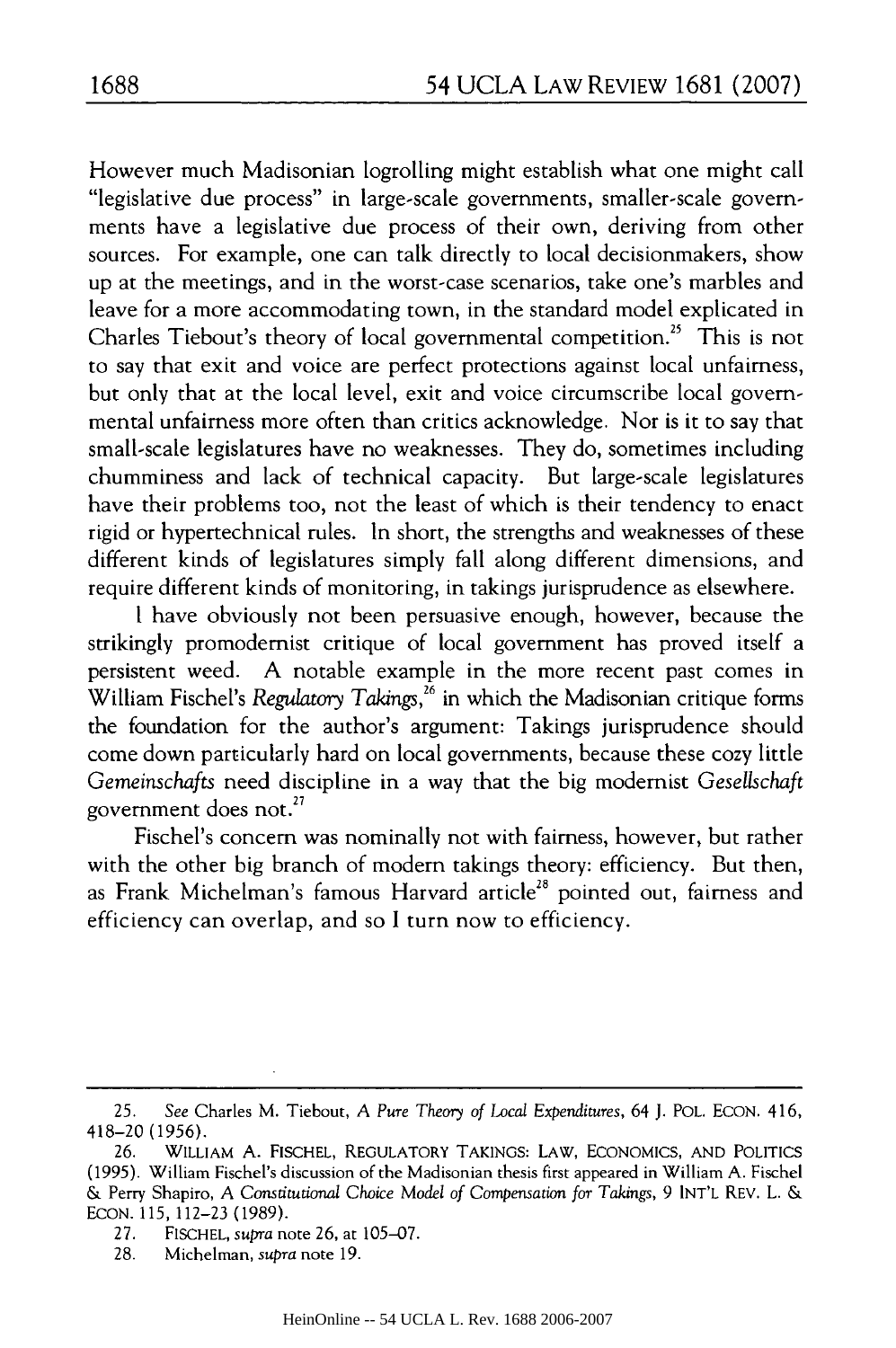However much Madisonian logrolling might establish what one might call "legislative due process" in large-scale governments, smaller-scale governments have a legislative due process of their own, deriving from other sources. For example, one can talk directly to local decisionmakers, show up at the meetings, and in the worst-case scenarios, take one's marbles and leave for a more accommodating town, in the standard model explicated in Charles Tiebout's theory of local governmental competition.[25] This is not to say that exit and voice are perfect protections against local unfairness, but only that at the local level, exit and voice circumscribe local governmental unfairness more often than critics acknowledge. Nor is it to say that small-scale legislatures have no weaknesses. They do, sometimes including chumminess and lack of technical capacity. But large-scale legislatures have their problems too, not the least of which is their tendency to enact rigid or hypertechnical rules. In short, the strengths and weaknesses of these different kinds of legislatures simply fall along different dimensions, and require different kinds of monitoring, in takings jurisprudence as elsewhere.

I have obviously not been persuasive enough, however, because the strikingly promodernist critique of local government has proved itself a persistent weed. A notable example in the more recent past comes in William Fischel's *Regulatory Takings*,[26] in which the Madisonian critique forms the foundation for the author's argument: Takings jurisprudence should come down particularly hard on local governments, because these cozy little *Gemeinschafts* need discipline in a way that the big modernist *Gesellschaft* government does not.[27]

Fischel's concern was nominally not with fairness, however, but rather with the other big branch of modern takings theory: efficiency. But then, as Frank Michelman's famous Harvard article[28] pointed out, fairness and efficiency can overlap, and so I turn now to efficiency.

---

25. *See* Charles M. Tiebout, *A Pure Theory of Local Expenditures*, 64 J. POL. ECON. 416, 418–20 (1956).

26. WILLIAM A. FISCHEL, REGULATORY TAKINGS: LAW, ECONOMICS, AND POLITICS (1995). William Fischel's discussion of the Madisonian thesis first appeared in William A. Fischel & Perry Shapiro, *A Constitutional Choice Model of Compensation for Takings*, 9 INT'L REV. L. & ECON. 115, 112–23 (1989).

27. FISCHEL, *supra* note 26, at 105–07.

28. Michelman, *supra* note 19.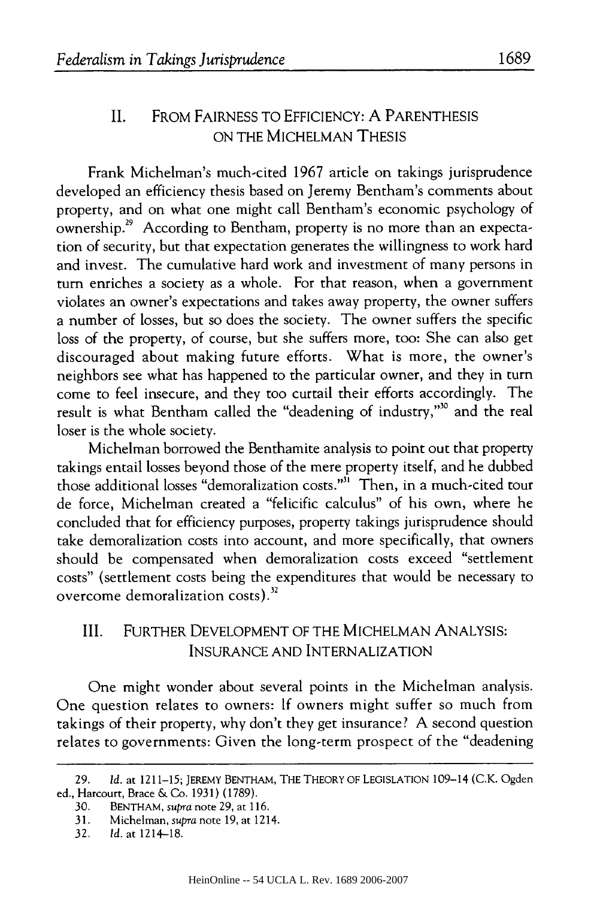## II. From Fairness to Efficiency: A Parenthesis on the Michelman Thesis

Frank Michelman's much-cited 1967 article on takings jurisprudence developed an efficiency thesis based on Jeremy Bentham's comments about property, and on what one might call Bentham's economic psychology of ownership.[29] According to Bentham, property is no more than an expectation of security, but that expectation generates the willingness to work hard and invest. The cumulative hard work and investment of many persons in turn enriches a society as a whole. For that reason, when a government violates an owner's expectations and takes away property, the owner suffers a number of losses, but so does the society. The owner suffers the specific loss of the property, of course, but she suffers more, too: She can also get discouraged about making future efforts. What is more, the owner's neighbors see what has happened to the particular owner, and they in turn come to feel insecure, and they too curtail their efforts accordingly. The result is what Bentham called the "deadening of industry,"[30] and the real loser is the whole society.

Michelman borrowed the Benthamite analysis to point out that property takings entail losses beyond those of the mere property itself, and he dubbed those additional losses "demoralization costs."[31] Then, in a much-cited tour de force, Michelman created a "felicific calculus" of his own, where he concluded that for efficiency purposes, property takings jurisprudence should take demoralization costs into account, and more specifically, that owners should be compensated when demoralization costs exceed "settlement costs" (settlement costs being the expenditures that would be necessary to overcome demoralization costs).[32]

## III. Further Development of the Michelman Analysis: Insurance and Internalization

One might wonder about several points in the Michelman analysis. One question relates to owners: If owners might suffer so much from takings of their property, why don't they get insurance? A second question relates to governments: Given the long-term prospect of the "deadening

---

29. *Id.* at 1211–15; JEREMY BENTHAM, THE THEORY OF LEGISLATION 109–14 (C.K. Ogden ed., Harcourt, Brace & Co. 1931) (1789).

30. BENTHAM, *supra* note 29, at 116.

31. Michelman, *supra* note 19, at 1214.

32. *Id.* at 1214–18.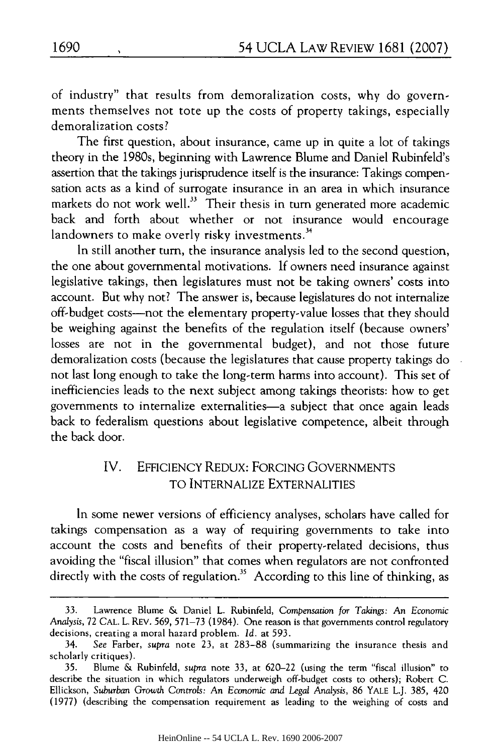of industry" that results from demoralization costs, why do governments themselves not tote up the costs of property takings, especially demoralization costs?

The first question, about insurance, came up in quite a lot of takings theory in the 1980s, beginning with Lawrence Blume and Daniel Rubinfeld's assertion that the takings jurisprudence itself is the insurance: Takings compensation acts as a kind of surrogate insurance in an area in which insurance markets do not work well.[33] Their thesis in turn generated more academic back and forth about whether or not insurance would encourage landowners to make overly risky investments.[34]

In still another turn, the insurance analysis led to the second question, the one about governmental motivations. If owners need insurance against legislative takings, then legislatures must not be taking owners' costs into account. But why not? The answer is, because legislatures do not internalize off-budget costs—not the elementary property-value losses that they should be weighing against the benefits of the regulation itself (because owners' losses are not in the governmental budget), and not those future demoralization costs (because the legislatures that cause property takings do not last long enough to take the long-term harms into account). This set of inefficiencies leads to the next subject among takings theorists: how to get governments to internalize externalities—a subject that once again leads back to federalism questions about legislative competence, albeit through the back door.

## IV. EFFICIENCY REDUX: FORCING GOVERNMENTS TO INTERNALIZE EXTERNALITIES

In some newer versions of efficiency analyses, scholars have called for takings compensation as a way of requiring governments to take into account the costs and benefits of their property-related decisions, thus avoiding the "fiscal illusion" that comes when regulators are not confronted directly with the costs of regulation.[35] According to this line of thinking, as

---

33. Lawrence Blume & Daniel L. Rubinfeld, *Compensation for Takings: An Economic Analysis*, 72 CAL. L. REV. 569, 571–73 (1984). One reason is that governments control regulatory decisions, creating a moral hazard problem. *Id.* at 593.

34. *See* Farber, *supra* note 23, at 283–88 (summarizing the insurance thesis and scholarly critiques).

35. Blume & Rubinfeld, *supra* note 33, at 620–22 (using the term "fiscal illusion" to describe the situation in which regulators underweigh off-budget costs to others); Robert C. Ellickson, *Suburban Growth Controls: An Economic and Legal Analysis*, 86 YALE L.J. 385, 420 (1977) (describing the compensation requirement as leading to the weighing of costs and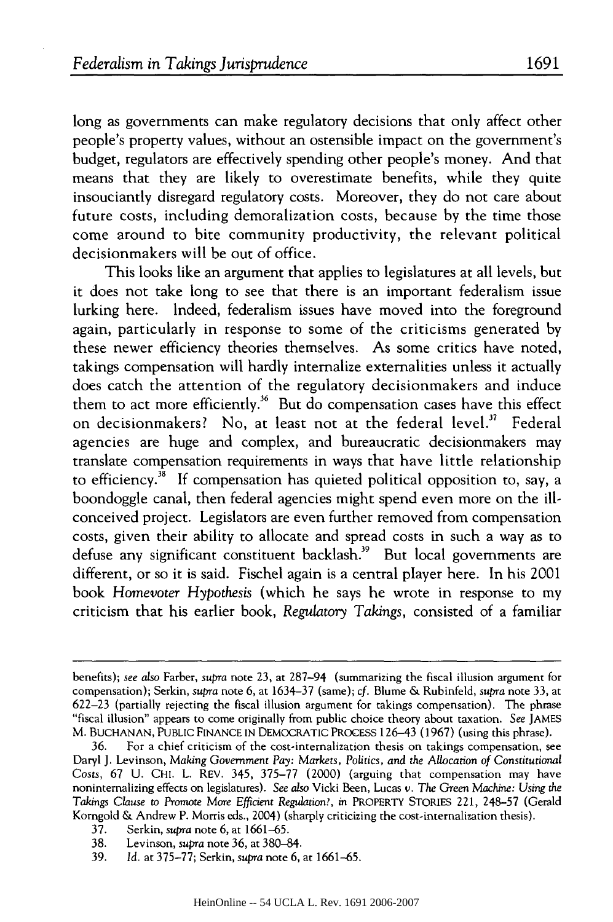long as governments can make regulatory decisions that only affect other people's property values, without an ostensible impact on the government's budget, regulators are effectively spending other people's money. And that means that they are likely to overestimate benefits, while they quite insouciantly disregard regulatory costs. Moreover, they do not care about future costs, including demoralization costs, because by the time those come around to bite community productivity, the relevant political decisionmakers will be out of office.

This looks like an argument that applies to legislatures at all levels, but it does not take long to see that there is an important federalism issue lurking here. Indeed, federalism issues have moved into the foreground again, particularly in response to some of the criticisms generated by these newer efficiency theories themselves. As some critics have noted, takings compensation will hardly internalize externalities unless it actually does catch the attention of the regulatory decisionmakers and induce them to act more efficiently.[36] But do compensation cases have this effect on decisionmakers? No, at least not at the federal level.[37] Federal agencies are huge and complex, and bureaucratic decisionmakers may translate compensation requirements in ways that have little relationship to efficiency.[38] If compensation has quieted political opposition to, say, a boondoggle canal, then federal agencies might spend even more on the ill-conceived project. Legislators are even further removed from compensation costs, given their ability to allocate and spread costs in such a way as to defuse any significant constituent backlash.[39] But local governments are different, or so it is said. Fischel again is a central player here. In his 2001 book *Homevoter Hypothesis* (which he says he wrote in response to my criticism that his earlier book, *Regulatory Takings*, consisted of a familiar

---

benefits); *see also* Farber, *supra* note 23, at 287–94 (summarizing the fiscal illusion argument for compensation); Serkin, *supra* note 6, at 1634–37 (same); *cf.* Blume & Rubinfeld, *supra* note 33, at 622–23 (partially rejecting the fiscal illusion argument for takings compensation). The phrase "fiscal illusion" appears to come originally from public choice theory about taxation. *See* JAMES M. BUCHANAN, PUBLIC FINANCE IN DEMOCRATIC PROCESS 126–43 (1967) (using this phrase).

36. For a chief criticism of the cost-internalization thesis on takings compensation, see Daryl J. Levinson, *Making Government Pay: Markets, Politics, and the Allocation of Constitutional Costs*, 67 U. CHI. L. REV. 345, 375–77 (2000) (arguing that compensation may have noninternalizing effects on legislatures). *See also* Vicki Been, Lucas *v.* The Green Machine: *Using the Takings Clause to Promote More Efficient Regulation?*, *in* PROPERTY STORIES 221, 248–57 (Gerald Korngold & Andrew P. Morris eds., 2004) (sharply criticizing the cost-internalization thesis).

37. Serkin, *supra* note 6, at 1661–65.

38. Levinson, *supra* note 36, at 380–84.

39. *Id.* at 375–77; Serkin, *supra* note 6, at 1661–65.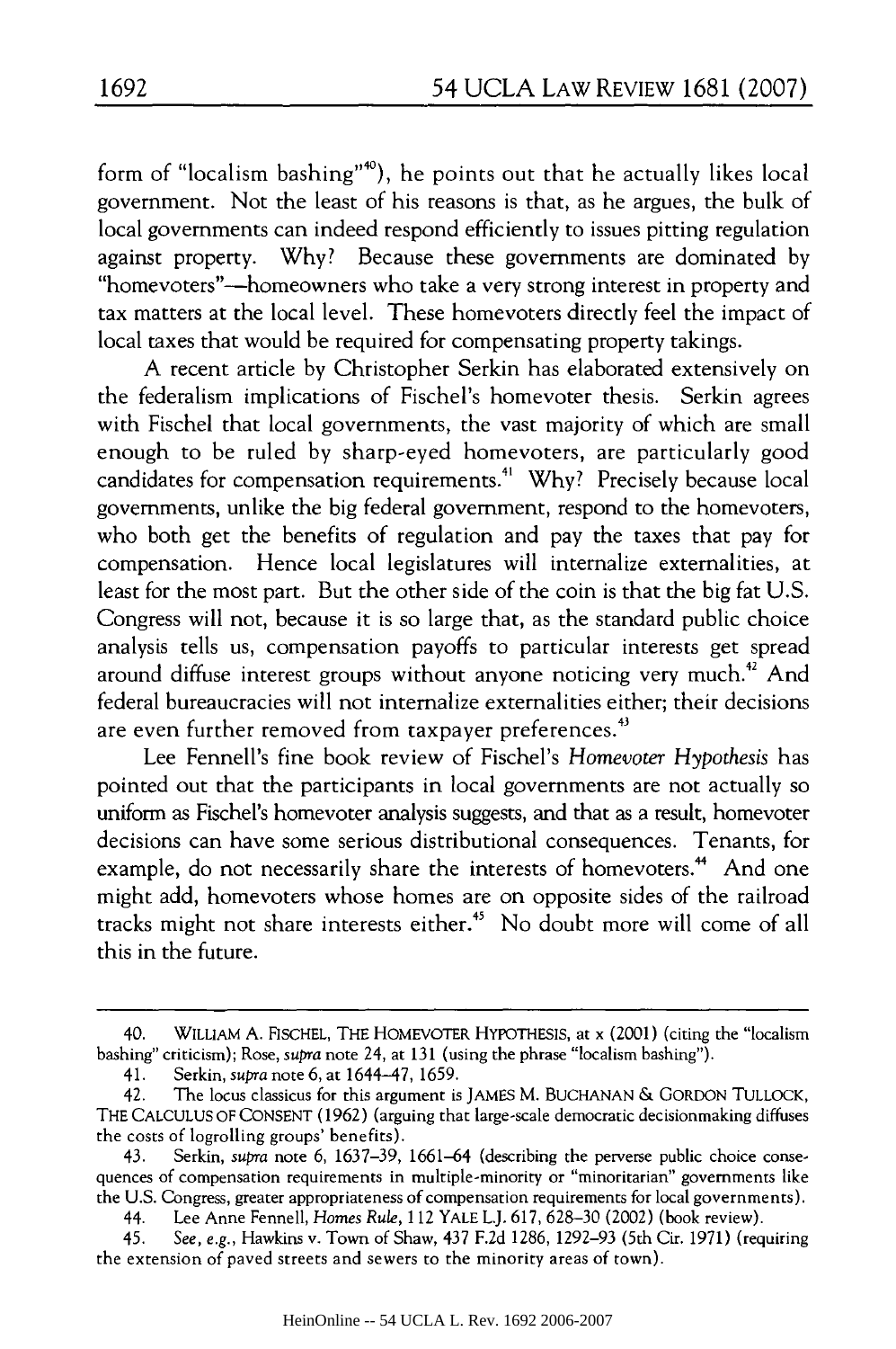form of "localism bashing"[40]), he points out that he actually likes local government. Not the least of his reasons is that, as he argues, the bulk of local governments can indeed respond efficiently to issues pitting regulation against property. Why? Because these governments are dominated by "homevoters"—homeowners who take a very strong interest in property and tax matters at the local level. These homevoters directly feel the impact of local taxes that would be required for compensating property takings.

A recent article by Christopher Serkin has elaborated extensively on the federalism implications of Fischel's homevoter thesis. Serkin agrees with Fischel that local governments, the vast majority of which are small enough to be ruled by sharp-eyed homevoters, are particularly good candidates for compensation requirements.[41] Why? Precisely because local governments, unlike the big federal government, respond to the homevoters, who both get the benefits of regulation and pay the taxes that pay for compensation. Hence local legislatures will internalize externalities, at least for the most part. But the other side of the coin is that the big fat U.S. Congress will not, because it is so large that, as the standard public choice analysis tells us, compensation payoffs to particular interests get spread around diffuse interest groups without anyone noticing very much.[42] And federal bureaucracies will not internalize externalities either; their decisions are even further removed from taxpayer preferences.[43]

Lee Fennell's fine book review of Fischel's *Homevoter Hypothesis* has pointed out that the participants in local governments are not actually so uniform as Fischel's homevoter analysis suggests, and that as a result, homevoter decisions can have some serious distributional consequences. Tenants, for example, do not necessarily share the interests of homevoters.[44] And one might add, homevoters whose homes are on opposite sides of the railroad tracks might not share interests either.[45] No doubt more will come of all this in the future.

---

40. WILLIAM A. FISCHEL, THE HOMEVOTER HYPOTHESIS, at x (2001) (citing the "localism bashing" criticism); Rose, *supra* note 24, at 131 (using the phrase "localism bashing").

41. Serkin, *supra* note 6, at 1644–47, 1659.

42. The locus classicus for this argument is JAMES M. BUCHANAN & GORDON TULLOCK, THE CALCULUS OF CONSENT (1962) (arguing that large-scale democratic decisionmaking diffuses the costs of logrolling groups' benefits).

43. Serkin, *supra* note 6, 1637–39, 1661–64 (describing the perverse public choice consequences of compensation requirements in multiple-minority or "minoritarian" governments like the U.S. Congress, greater appropriateness of compensation requirements for local governments).

44. Lee Anne Fennell, *Homes Rule*, 112 YALE L.J. 617, 628–30 (2002) (book review).

45. *See, e.g.*, Hawkins v. Town of Shaw, 437 F.2d 1286, 1292–93 (5th Cir. 1971) (requiring the extension of paved streets and sewers to the minority areas of town).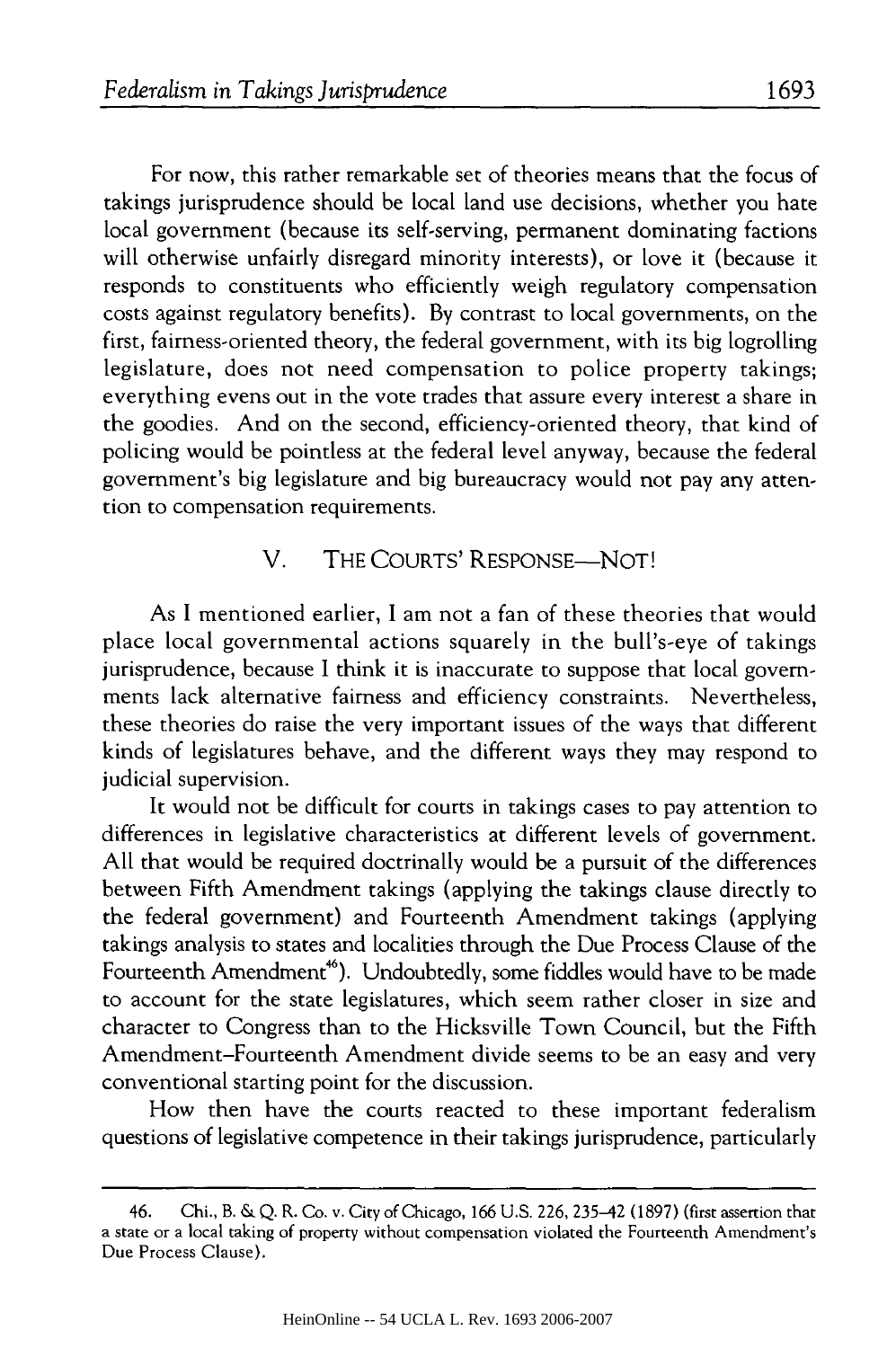For now, this rather remarkable set of theories means that the focus of takings jurisprudence should be local land use decisions, whether you hate local government (because its self-serving, permanent dominating factions will otherwise unfairly disregard minority interests), or love it (because it responds to constituents who efficiently weigh regulatory compensation costs against regulatory benefits). By contrast to local governments, on the first, fairness-oriented theory, the federal government, with its big logrolling legislature, does not need compensation to police property takings; everything evens out in the vote trades that assure every interest a share in the goodies. And on the second, efficiency-oriented theory, that kind of policing would be pointless at the federal level anyway, because the federal government's big legislature and big bureaucracy would not pay any attention to compensation requirements.

## V. THE COURTS' RESPONSE—NOT!

As I mentioned earlier, I am not a fan of these theories that would place local governmental actions squarely in the bull's-eye of takings jurisprudence, because I think it is inaccurate to suppose that local governments lack alternative fairness and efficiency constraints. Nevertheless, these theories do raise the very important issues of the ways that different kinds of legislatures behave, and the different ways they may respond to judicial supervision.

It would not be difficult for courts in takings cases to pay attention to differences in legislative characteristics at different levels of government. All that would be required doctrinally would be a pursuit of the differences between Fifth Amendment takings (applying the takings clause directly to the federal government) and Fourteenth Amendment takings (applying takings analysis to states and localities through the Due Process Clause of the Fourteenth Amendment[46]). Undoubtedly, some fiddles would have to be made to account for the state legislatures, which seem rather closer in size and character to Congress than to the Hicksville Town Council, but the Fifth Amendment–Fourteenth Amendment divide seems to be an easy and very conventional starting point for the discussion.

How then have the courts reacted to these important federalism questions of legislative competence in their takings jurisprudence, particularly

---

46. Chi., B. & Q. R. Co. v. City of Chicago, 166 U.S. 226, 235–42 (1897) (first assertion that a state or a local taking of property without compensation violated the Fourteenth Amendment's Due Process Clause).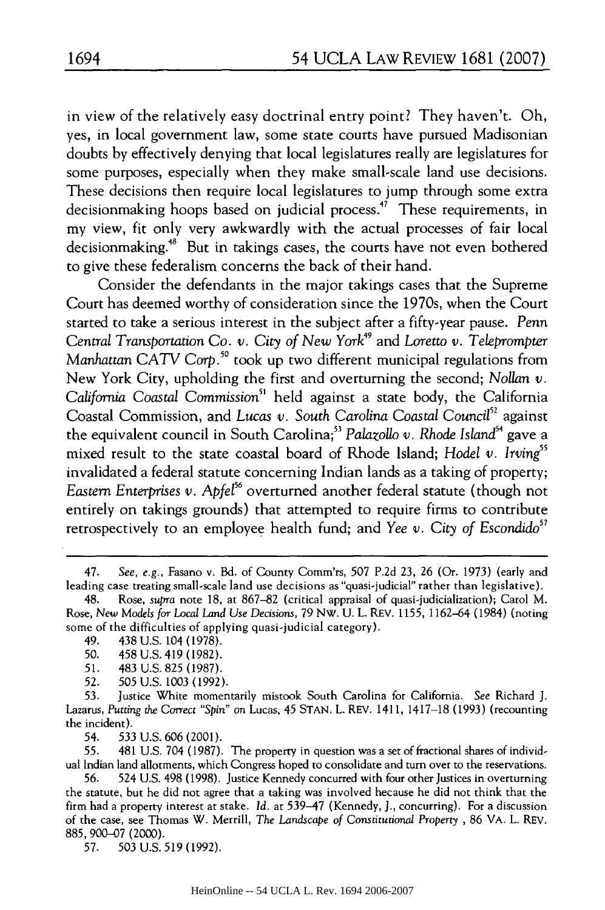in view of the relatively easy doctrinal entry point? They haven't. Oh, yes, in local government law, some state courts have pursued Madisonian doubts by effectively denying that local legislatures really are legislatures for some purposes, especially when they make small-scale land use decisions. These decisions then require local legislatures to jump through some extra decisionmaking hoops based on judicial process.[47] These requirements, in my view, fit only very awkwardly with the actual processes of fair local decisionmaking.[48] But in takings cases, the courts have not even bothered to give these federalism concerns the back of their hand.

Consider the defendants in the major takings cases that the Supreme Court has deemed worthy of consideration since the 1970s, when the Court started to take a serious interest in the subject after a fifty-year pause. *Penn Central Transportation Co. v. City of New York*[49] and *Loretto v. Teleprompter Manhattan CATV Corp.*[50] took up two different municipal regulations from New York City, upholding the first and overturning the second; *Nollan v. California Coastal Commission*[51] held against a state body, the California Coastal Commission, and *Lucas v. South Carolina Coastal Council*[52] against the equivalent council in South Carolina;[53] *Palazollo v. Rhode Island*[54] gave a mixed result to the state coastal board of Rhode Island; *Hodel v. Irving*[55] invalidated a federal statute concerning Indian lands as a taking of property; *Eastern Enterprises v. Apfel*[56] overturned another federal statute (though not entirely on takings grounds) that attempted to require firms to contribute retrospectively to an employee health fund; and *Yee v. City of Escondido*[57]

---

47. *See, e.g.*, Fasano v. Bd. of County Comm'rs, 507 P.2d 23, 26 (Or. 1973) (early and leading case treating small-scale land use decisions as "quasi-judicial" rather than legislative).

48. Rose, *supra* note 18, at 867–82 (critical appraisal of quasi-judicialization); Carol M. Rose, *New Models for Local Land Use Decisions*, 79 NW. U. L. REV. 1155, 1162–64 (1984) (noting some of the difficulties of applying quasi-judicial category).

49. 438 U.S. 104 (1978).

50. 458 U.S. 419 (1982).

51. 483 U.S. 825 (1987).

52. 505 U.S. 1003 (1992).

53. Justice White momentarily mistook South Carolina for California. *See* Richard J. Lazarus, *Putting the Correct "Spin" on* Lucas, 45 STAN. L. REV. 1411, 1417–18 (1993) (recounting the incident).

54. 533 U.S. 606 (2001).

55. 481 U.S. 704 (1987). The property in question was a set of fractional shares of individual Indian land allotments, which Congress hoped to consolidate and turn over to the reservations.

56. 524 U.S. 498 (1998). Justice Kennedy concurred with four other Justices in overturning the statute, but he did not agree that a taking was involved because he did not think that the firm had a property interest at stake. *Id.* at 539–47 (Kennedy, J., concurring). For a discussion of the case, see Thomas W. Merrill, *The Landscape of Constitutional Property* , 86 VA. L. REV. 885, 900–07 (2000).

57. 503 U.S. 519 (1992).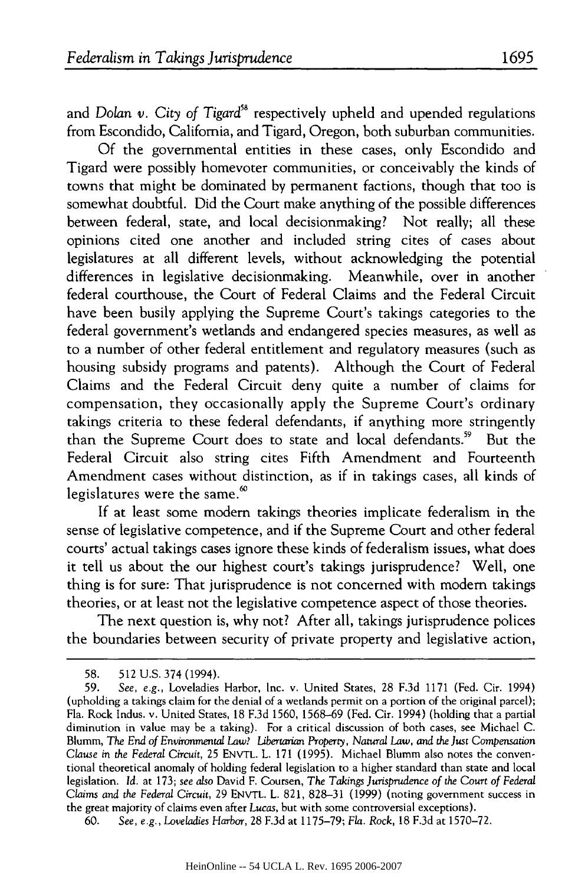and *Dolan v. City of Tigard*[58] respectively upheld and upended regulations from Escondido, California, and Tigard, Oregon, both suburban communities.

Of the governmental entities in these cases, only Escondido and Tigard were possibly homevoter communities, or conceivably the kinds of towns that might be dominated by permanent factions, though that too is somewhat doubtful. Did the Court make anything of the possible differences between federal, state, and local decisionmaking? Not really; all these opinions cited one another and included string cites of cases about legislatures at all different levels, without acknowledging the potential differences in legislative decisionmaking. Meanwhile, over in another federal courthouse, the Court of Federal Claims and the Federal Circuit have been busily applying the Supreme Court's takings categories to the federal government's wetlands and endangered species measures, as well as to a number of other federal entitlement and regulatory measures (such as housing subsidy programs and patents). Although the Court of Federal Claims and the Federal Circuit deny quite a number of claims for compensation, they occasionally apply the Supreme Court's ordinary takings criteria to these federal defendants, if anything more stringently than the Supreme Court does to state and local defendants.[59] But the Federal Circuit also string cites Fifth Amendment and Fourteenth Amendment cases without distinction, as if in takings cases, all kinds of legislatures were the same.[60]

If at least some modern takings theories implicate federalism in the sense of legislative competence, and if the Supreme Court and other federal courts' actual takings cases ignore these kinds of federalism issues, what does it tell us about the our highest court's takings jurisprudence? Well, one thing is for sure: That jurisprudence is not concerned with modern takings theories, or at least not the legislative competence aspect of those theories.

The next question is, why not? After all, takings jurisprudence polices the boundaries between security of private property and legislative action,

---

58. 512 U.S. 374 (1994).

59. *See, e.g.*, Loveladies Harbor, Inc. v. United States, 28 F.3d 1171 (Fed. Cir. 1994) (upholding a takings claim for the denial of a wetlands permit on a portion of the original parcel); Fla. Rock Indus. v. United States, 18 F.3d 1560, 1568–69 (Fed. Cir. 1994) (holding that a partial diminution in value may be a taking). For a critical discussion of both cases, see Michael C. Blumm, *The End of Environmental Law? Libertarian Property, Natural Law, and the Just Compensation Clause in the Federal Circuit*, 25 ENVTL. L. 171 (1995). Michael Blumm also notes the conventional theoretical anomaly of holding federal legislation to a higher standard than state and local legislation. *Id.* at 173; *see also* David F. Coursen, *The Takings Jurisprudence of the Court of Federal Claims and the Federal Circuit*, 29 ENVTL. L. 821, 828–31 (1999) (noting government success in the great majority of claims even after *Lucas*, but with some controversial exceptions).

60. *See, e.g.*, *Loveladies Harbor*, 28 F.3d at 1175–79; *Fla. Rock*, 18 F.3d at 1570–72.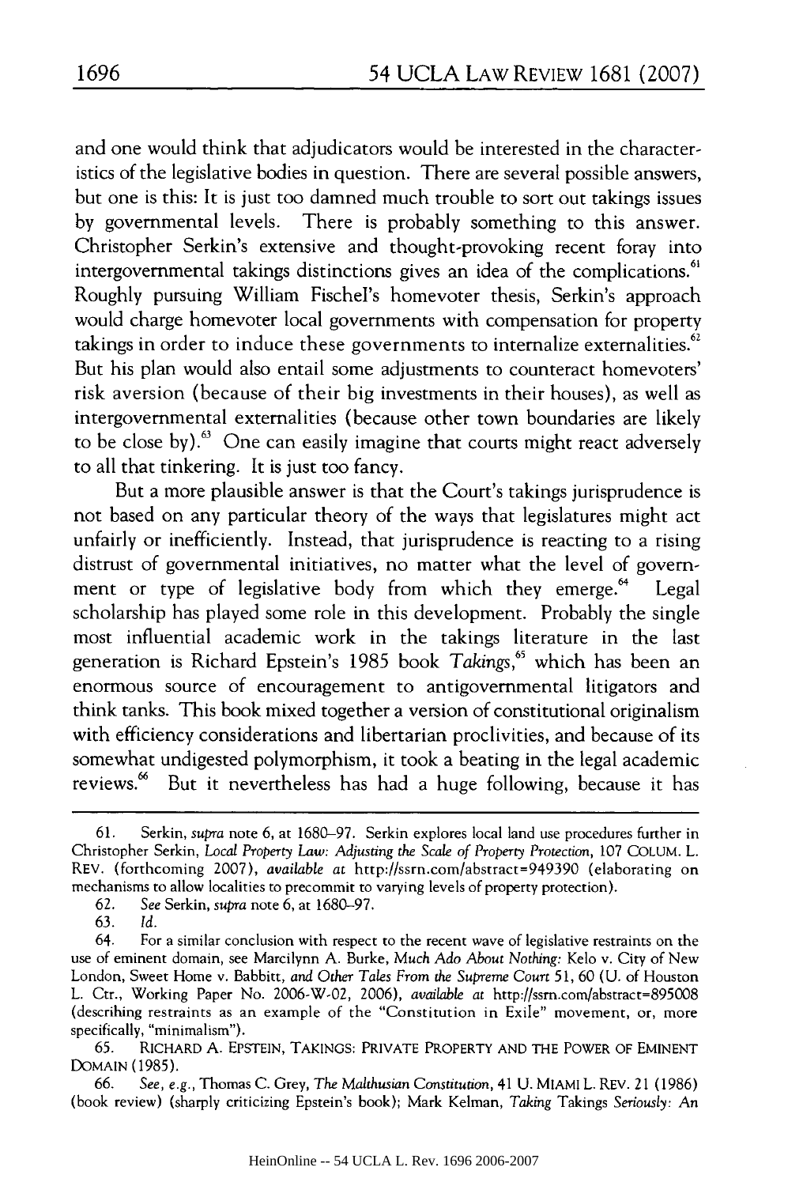and one would think that adjudicators would be interested in the characteristics of the legislative bodies in question. There are several possible answers, but one is this: It is just too damned much trouble to sort out takings issues by governmental levels. There is probably something to this answer. Christopher Serkin's extensive and thought-provoking recent foray into intergovernmental takings distinctions gives an idea of the complications.[61] Roughly pursuing William Fischel's homevoter thesis, Serkin's approach would charge homevoter local governments with compensation for property takings in order to induce these governments to internalize externalities.[62] But his plan would also entail some adjustments to counteract homevoters' risk aversion (because of their big investments in their houses), as well as intergovernmental externalities (because other town boundaries are likely to be close by).[63] One can easily imagine that courts might react adversely to all that tinkering. It is just too fancy.

But a more plausible answer is that the Court's takings jurisprudence is not based on any particular theory of the ways that legislatures might act unfairly or inefficiently. Instead, that jurisprudence is reacting to a rising distrust of governmental initiatives, no matter what the level of government or type of legislative body from which they emerge.[64] Legal scholarship has played some role in this development. Probably the single most influential academic work in the takings literature in the last generation is Richard Epstein's 1985 book *Takings*,[65] which has been an enormous source of encouragement to antigovernmental litigators and think tanks. This book mixed together a version of constitutional originalism with efficiency considerations and libertarian proclivities, and because of its somewhat undigested polymorphism, it took a beating in the legal academic reviews.[66] But it nevertheless has had a huge following, because it has

---

61. Serkin, *supra* note 6, at 1680–97. Serkin explores local land use procedures further in Christopher Serkin, *Local Property Law: Adjusting the Scale of Property Protection*, 107 COLUM. L. REV. (forthcoming 2007), *available at* http://ssrn.com/abstract=949390 (elaborating on mechanisms to allow localities to precommit to varying levels of property protection).

62. *See* Serkin, *supra* note 6, at 1680–97.

63. *Id.*

64. For a similar conclusion with respect to the recent wave of legislative restraints on the use of eminent domain, see Marcilynn A. Burke, *Much Ado About Nothing:* Kelo v. City of New London, Sweet Home v. Babbitt, *and Other Tales From the Supreme Court* 51, 60 (U. of Houston L. Ctr., Working Paper No. 2006-W-02, 2006), *available at* http://ssrn.com/abstract=895008 (describing restraints as an example of the "Constitution in Exile" movement, or, more specifically, "minimalism").

65. RICHARD A. EPSTEIN, TAKINGS: PRIVATE PROPERTY AND THE POWER OF EMINENT DOMAIN (1985).

66. *See, e.g.*, Thomas C. Grey, *The Malthusian Constitution*, 41 U. MIAMI L. REV. 21 (1986) (book review) (sharply criticizing Epstein's book); Mark Kelman, *Taking* Takings *Seriously: An*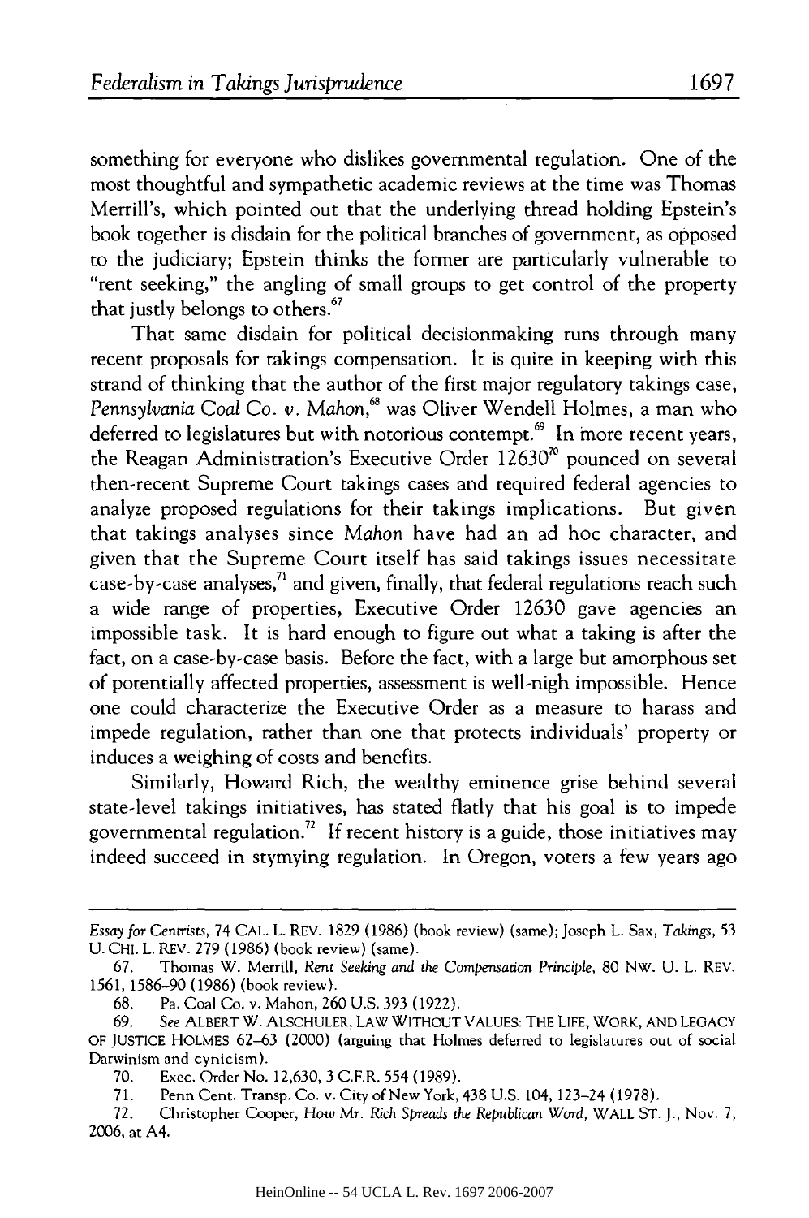something for everyone who dislikes governmental regulation. One of the most thoughtful and sympathetic academic reviews at the time was Thomas Merrill's, which pointed out that the underlying thread holding Epstein's book together is disdain for the political branches of government, as opposed to the judiciary; Epstein thinks the former are particularly vulnerable to "rent seeking," the angling of small groups to get control of the property that justly belongs to others.[67]

That same disdain for political decisionmaking runs through many recent proposals for takings compensation. It is quite in keeping with this strand of thinking that the author of the first major regulatory takings case, *Pennsylvania Coal Co. v. Mahon*,[68] was Oliver Wendell Holmes, a man who deferred to legislatures but with notorious contempt.[69] In more recent years, the Reagan Administration's Executive Order 12630[70] pounced on several then-recent Supreme Court takings cases and required federal agencies to analyze proposed regulations for their takings implications. But given that takings analyses since *Mahon* have had an ad hoc character, and given that the Supreme Court itself has said takings issues necessitate case-by-case analyses,[71] and given, finally, that federal regulations reach such a wide range of properties, Executive Order 12630 gave agencies an impossible task. It is hard enough to figure out what a taking is after the fact, on a case-by-case basis. Before the fact, with a large but amorphous set of potentially affected properties, assessment is well-nigh impossible. Hence one could characterize the Executive Order as a measure to harass and impede regulation, rather than one that protects individuals' property or induces a weighing of costs and benefits.

Similarly, Howard Rich, the wealthy eminence grise behind several state-level takings initiatives, has stated flatly that his goal is to impede governmental regulation.[72] If recent history is a guide, those initiatives may indeed succeed in stymying regulation. In Oregon, voters a few years ago

---

*Essay for Centrists*, 74 CAL. L. REV. 1829 (1986) (book review) (same); Joseph L. Sax, *Takings*, 53 U. CHI. L. REV. 279 (1986) (book review) (same).

67. Thomas W. Merrill, *Rent Seeking and the Compensation Principle*, 80 NW. U. L. REV. 1561, 1586–90 (1986) (book review).

68. Pa. Coal Co. v. Mahon, 260 U.S. 393 (1922).

69. *See* ALBERT W. ALSCHULER, LAW WITHOUT VALUES: THE LIFE, WORK, AND LEGACY OF JUSTICE HOLMES 62–63 (2000) (arguing that Holmes deferred to legislatures out of social Darwinism and cynicism).

70. Exec. Order No. 12,630, 3 C.F.R. 554 (1989).

71. Penn Cent. Transp. Co. v. City of New York, 438 U.S. 104, 123–24 (1978).

72. Christopher Cooper, *How Mr. Rich Spreads the Republican Word*, WALL ST. J., Nov. 7, 2006, at A4.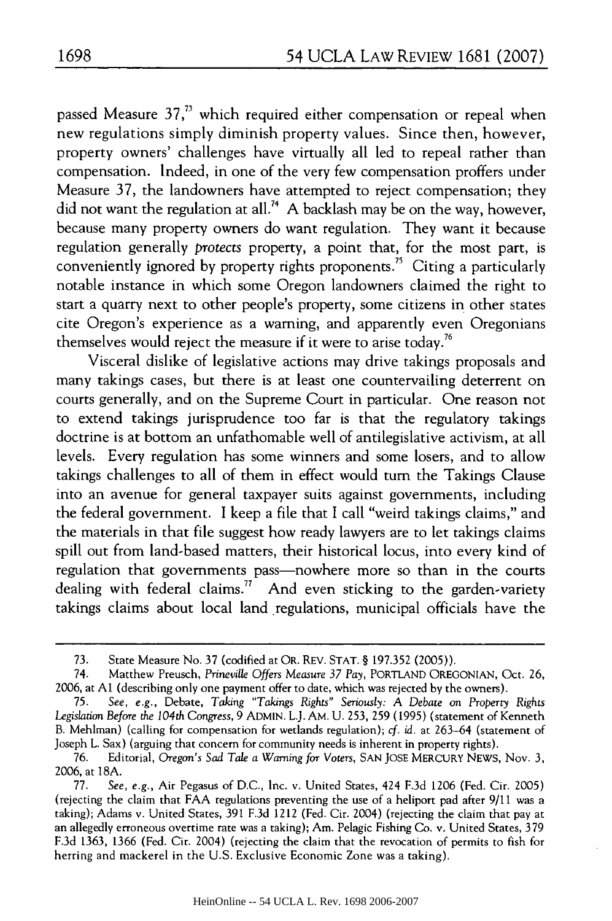passed Measure 37,[73] which required either compensation or repeal when new regulations simply diminish property values. Since then, however, property owners' challenges have virtually all led to repeal rather than compensation. Indeed, in one of the very few compensation proffers under Measure 37, the landowners have attempted to reject compensation; they did not want the regulation at all.[74] A backlash may be on the way, however, because many property owners do want regulation. They want it because regulation generally *protects* property, a point that, for the most part, is conveniently ignored by property rights proponents.[75] Citing a particularly notable instance in which some Oregon landowners claimed the right to start a quarry next to other people's property, some citizens in other states cite Oregon's experience as a warning, and apparently even Oregonians themselves would reject the measure if it were to arise today.[76]

Visceral dislike of legislative actions may drive takings proposals and many takings cases, but there is at least one countervailing deterrent on courts generally, and on the Supreme Court in particular. One reason not to extend takings jurisprudence too far is that the regulatory takings doctrine is at bottom an unfathomable well of antilegislative activism, at all levels. Every regulation has some winners and some losers, and to allow takings challenges to all of them in effect would turn the Takings Clause into an avenue for general taxpayer suits against governments, including the federal government. I keep a file that I call "weird takings claims," and the materials in that file suggest how ready lawyers are to let takings claims spill out from land-based matters, their historical locus, into every kind of regulation that governments pass—nowhere more so than in the courts dealing with federal claims.[77] And even sticking to the garden-variety takings claims about local land regulations, municipal officials have the

---

73. State Measure No. 37 (codified at OR. REV. STAT. § 197.352 (2005)).

74. Matthew Preusch, *Prineville Offers Measure 37 Pay*, PORTLAND OREGONIAN, Oct. 26, 2006, at A1 (describing only one payment offer to date, which was rejected by the owners).

75. *See, e.g.*, Debate, *Taking "Takings Rights" Seriously: A Debate on Property Rights Legislation Before the 104th Congress*, 9 ADMIN. L.J. AM. U. 253, 259 (1995) (statement of Kenneth B. Mehlman) (calling for compensation for wetlands regulation); *cf. id.* at 263–64 (statement of Joseph L. Sax) (arguing that concern for community needs is inherent in property rights).

76. Editorial, *Oregon's Sad Tale a Warning for Voters*, SAN JOSE MERCURY NEWS, Nov. 3, 2006, at 18A.

77. *See, e.g.*, Air Pegasus of D.C., Inc. v. United States, 424 F.3d 1206 (Fed. Cir. 2005) (rejecting the claim that FAA regulations preventing the use of a heliport pad after 9/11 was a taking); Adams v. United States, 391 F.3d 1212 (Fed. Cir. 2004) (rejecting the claim that pay at an allegedly erroneous overtime rate was a taking); Am. Pelagic Fishing Co. v. United States, 379 F.3d 1363, 1366 (Fed. Cir. 2004) (rejecting the claim that the revocation of permits to fish for herring and mackerel in the U.S. Exclusive Economic Zone was a taking).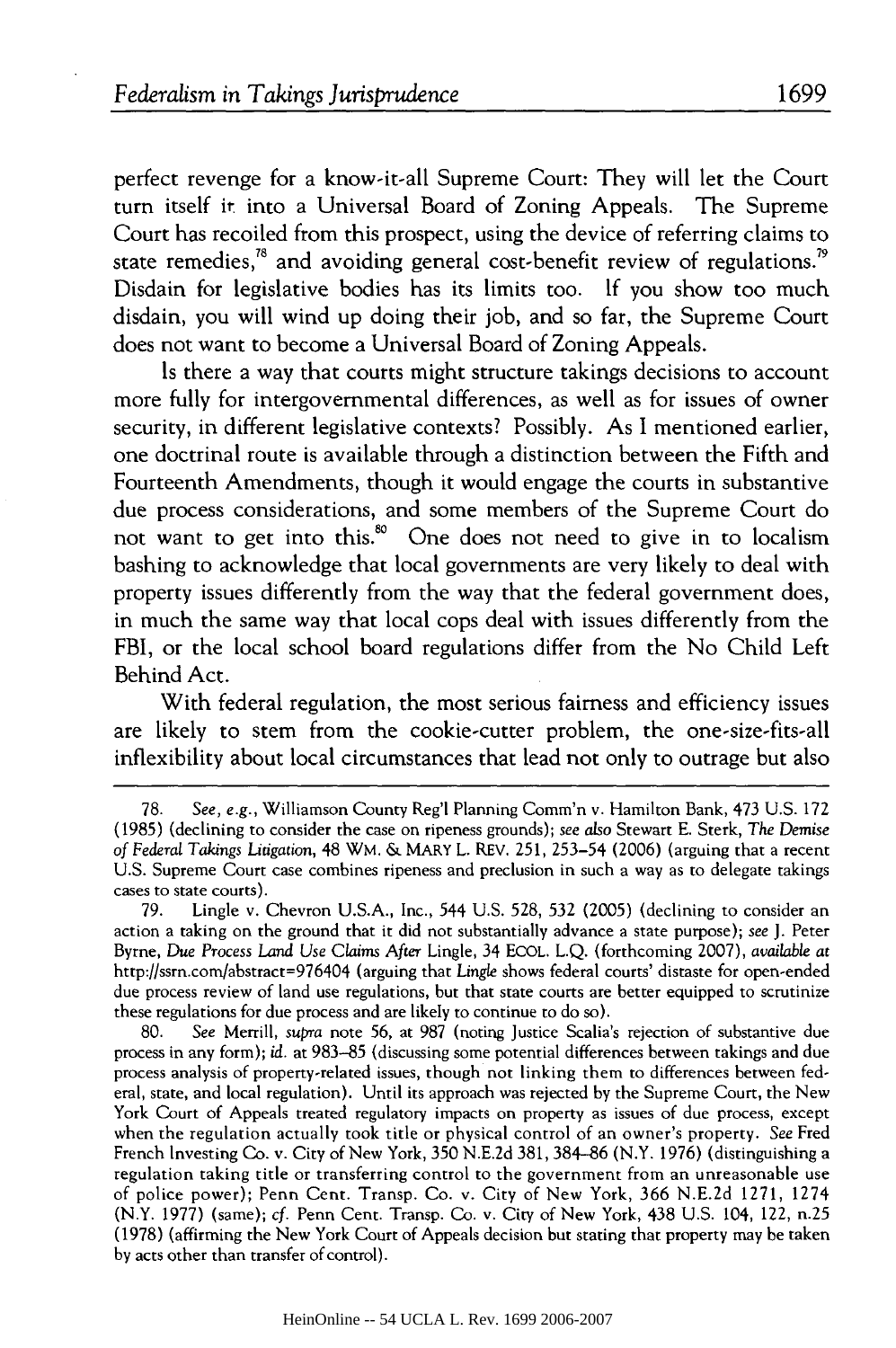perfect revenge for a know-it-all Supreme Court: They will let the Court turn itself in into a Universal Board of Zoning Appeals. The Supreme Court has recoiled from this prospect, using the device of referring claims to state remedies,[78] and avoiding general cost-benefit review of regulations.[79] Disdain for legislative bodies has its limits too. If you show too much disdain, you will wind up doing their job, and so far, the Supreme Court does not want to become a Universal Board of Zoning Appeals.

Is there a way that courts might structure takings decisions to account more fully for intergovernmental differences, as well as for issues of owner security, in different legislative contexts? Possibly. As I mentioned earlier, one doctrinal route is available through a distinction between the Fifth and Fourteenth Amendments, though it would engage the courts in substantive due process considerations, and some members of the Supreme Court do not want to get into this.[80] One does not need to give in to localism bashing to acknowledge that local governments are very likely to deal with property issues differently from the way that the federal government does, in much the same way that local cops deal with issues differently from the FBI, or the local school board regulations differ from the No Child Left Behind Act.

With federal regulation, the most serious fairness and efficiency issues are likely to stem from the cookie-cutter problem, the one-size-fits-all inflexibility about local circumstances that lead not only to outrage but also

---

78. *See, e.g.*, Williamson County Reg'l Planning Comm'n v. Hamilton Bank, 473 U.S. 172 (1985) (declining to consider the case on ripeness grounds); *see also* Stewart E. Sterk, *The Demise of Federal Takings Litigation*, 48 WM. & MARY L. REV. 251, 253–54 (2006) (arguing that a recent U.S. Supreme Court case combines ripeness and preclusion in such a way as to delegate takings cases to state courts).

79. Lingle v. Chevron U.S.A., Inc., 544 U.S. 528, 532 (2005) (declining to consider an action a taking on the ground that it did not substantially advance a state purpose); *see* J. Peter Byrne, *Due Process Land Use Claims After* Lingle, 34 ECOL. L.Q. (forthcoming 2007), *available at* http://ssrn.com/abstract=976404 (arguing that *Lingle* shows federal courts' distaste for open-ended due process review of land use regulations, but that state courts are better equipped to scrutinize these regulations for due process and are likely to continue to do so).

80. *See* Merrill, *supra* note 56, at 987 (noting Justice Scalia's rejection of substantive due process in any form); *id.* at 983–85 (discussing some potential differences between takings and due process analysis of property-related issues, though not linking them to differences between federal, state, and local regulation). Until its approach was rejected by the Supreme Court, the New York Court of Appeals treated regulatory impacts on property as issues of due process, except when the regulation actually took title or physical control of an owner's property. *See* Fred French Investing Co. v. City of New York, 350 N.E.2d 381, 384–86 (N.Y. 1976) (distinguishing a regulation taking title or transferring control to the government from an unreasonable use of police power); Penn Cent. Transp. Co. v. City of New York, 366 N.E.2d 1271, 1274 (N.Y. 1977) (same); *cf.* Penn Cent. Transp. Co. v. City of New York, 438 U.S. 104, 122, n.25 (1978) (affirming the New York Court of Appeals decision but stating that property may be taken by acts other than transfer of control).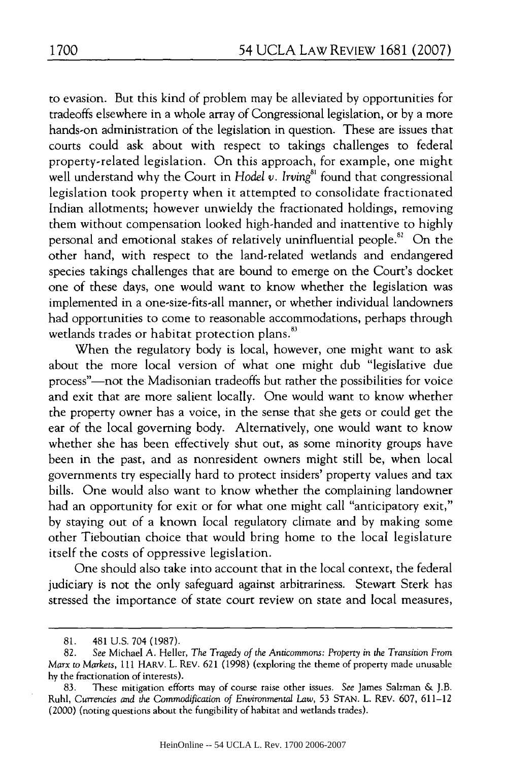to evasion. But this kind of problem may be alleviated by opportunities for tradeoffs elsewhere in a whole array of Congressional legislation, or by a more hands-on administration of the legislation in question. These are issues that courts could ask about with respect to takings challenges to federal property-related legislation. On this approach, for example, one might well understand why the Court in *Hodel v. Irving*[81] found that congressional legislation took property when it attempted to consolidate fractionated Indian allotments; however unwieldy the fractionated holdings, removing them without compensation looked high-handed and inattentive to highly personal and emotional stakes of relatively uninfluential people.[82] On the other hand, with respect to the land-related wetlands and endangered species takings challenges that are bound to emerge on the Court's docket one of these days, one would want to know whether the legislation was implemented in a one-size-fits-all manner, or whether individual landowners had opportunities to come to reasonable accommodations, perhaps through wetlands trades or habitat protection plans.[83]

When the regulatory body is local, however, one might want to ask about the more local version of what one might dub "legislative due process"—not the Madisonian tradeoffs but rather the possibilities for voice and exit that are more salient locally. One would want to know whether the property owner has a voice, in the sense that she gets or could get the ear of the local governing body. Alternatively, one would want to know whether she has been effectively shut out, as some minority groups have been in the past, and as nonresident owners might still be, when local governments try especially hard to protect insiders' property values and tax bills. One would also want to know whether the complaining landowner had an opportunity for exit or for what one might call "anticipatory exit," by staying out of a known local regulatory climate and by making some other Tieboutian choice that would bring home to the local legislature itself the costs of oppressive legislation.

One should also take into account that in the local context, the federal judiciary is not the only safeguard against arbitrariness. Stewart Sterk has stressed the importance of state court review on state and local measures,

---

81. 481 U.S. 704 (1987).

82. *See* Michael A. Heller, *The Tragedy of the Anticommons: Property in the Transition From Marx to Markets*, 111 HARV. L. REV. 621 (1998) (exploring the theme of property made unusable by the fractionation of interests).

83. These mitigation efforts may of course raise other issues. *See* James Salzman & J.B. Ruhl, *Currencies and the Commodification of Environmental Law*, 53 STAN. L. REV. 607, 611–12 (2000) (noting questions about the fungibility of habitat and wetlands trades).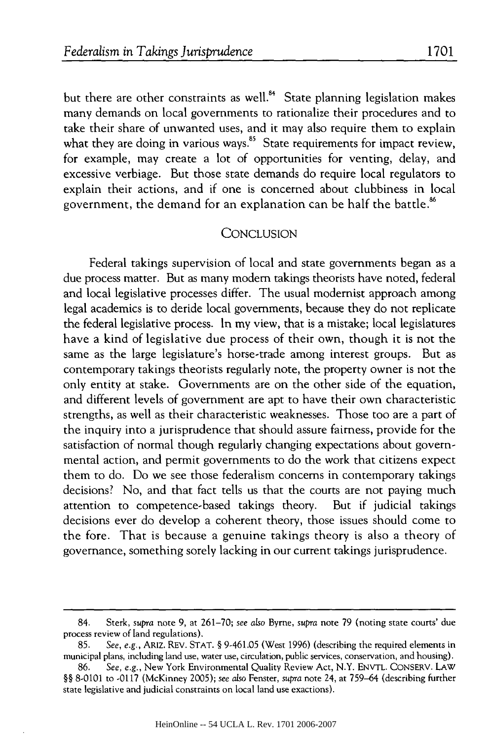but there are other constraints as well.[84] State planning legislation makes many demands on local governments to rationalize their procedures and to take their share of unwanted uses, and it may also require them to explain what they are doing in various ways.[85] State requirements for impact review, for example, may create a lot of opportunities for venting, delay, and excessive verbiage. But those state demands do require local regulators to explain their actions, and if one is concerned about clubbiness in local government, the demand for an explanation can be half the battle.[86]

## CONCLUSION

Federal takings supervision of local and state governments began as a due process matter. But as many modern takings theorists have noted, federal and local legislative processes differ. The usual modernist approach among legal academics is to deride local governments, because they do not replicate the federal legislative process. In my view, that is a mistake; local legislatures have a kind of legislative due process of their own, though it is not the same as the large legislature's horse-trade among interest groups. But as contemporary takings theorists regularly note, the property owner is not the only entity at stake. Governments are on the other side of the equation, and different levels of government are apt to have their own characteristic strengths, as well as their characteristic weaknesses. Those too are a part of the inquiry into a jurisprudence that should assure fairness, provide for the satisfaction of normal though regularly changing expectations about governmental action, and permit governments to do the work that citizens expect them to do. Do we see those federalism concerns in contemporary takings decisions? No, and that fact tells us that the courts are not paying much attention to competence-based takings theory. But if judicial takings decisions ever do develop a coherent theory, those issues should come to the fore. That is because a genuine takings theory is also a theory of governance, something sorely lacking in our current takings jurisprudence.

---

84. Sterk, *supra* note 9, at 261–70; *see also* Byrne, *supra* note 79 (noting state courts' due process review of land regulations).

85. *See, e.g.*, ARIZ. REV. STAT. § 9-461.05 (West 1996) (describing the required elements in municipal plans, including land use, water use, circulation, public services, conservation, and housing).

86. *See, e.g.*, New York Environmental Quality Review Act, N.Y. ENVTL. CONSERV. LAW §§ 8-0101 to -0117 (McKinney 2005); *see also* Fenster, *supra* note 24, at 759–64 (describing further state legislative and judicial constraints on local land use exactions).